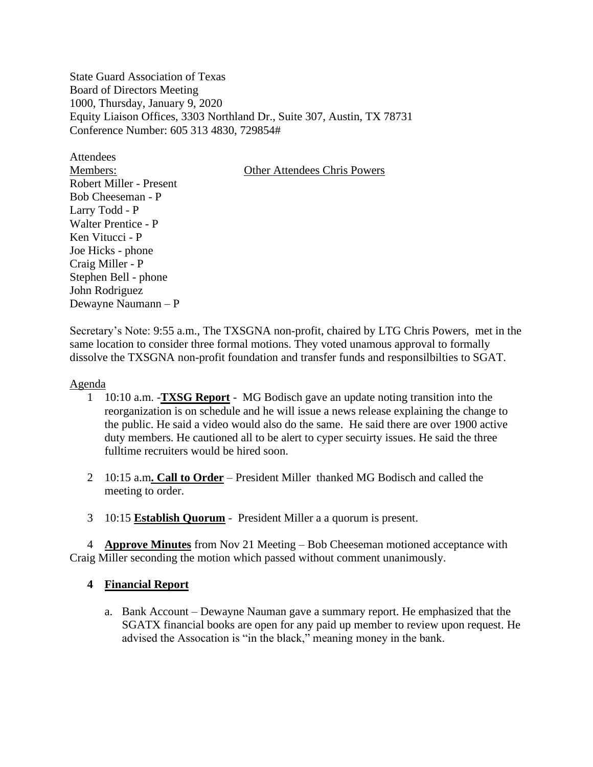State Guard Association of Texas
Board of Directors Meeting
1000, Thursday, January 9, 2020
Equity Liaison Offices, 3303 Northland Dr., Suite 307, Austin, TX 78731
Conference Number: 605 313 4830, 729854#

Attendees

Members: Other Attendees Chris Powers

Robert Miller - Present
Bob Cheeseman - P
Larry Todd - P
Walter Prentice - P
Ken Vitucci - P
Joe Hicks - phone
Craig Miller - P
Stephen Bell - phone
John Rodriguez
Dewayne Naumann – P

Secretary's Note: 9:55 a.m., The TXSGNA non-profit, chaired by LTG Chris Powers, met in the same location to consider three formal motions. They voted unamous approval to formally dissolve the TXSGNA non-profit foundation and transfer funds and responsilbilties to SGAT.

Agenda

1 10:10 a.m. -**TXSG Report** - MG Bodisch gave an update noting transition into the reorganization is on schedule and he will issue a news release explaining the change to the public. He said a video would also do the same. He said there are over 1900 active duty members. He cautioned all to be alert to cyper secuirty issues. He said the three fulltime recruiters would be hired soon.

2 10:15 a.m**. Call to Order** – President Miller thanked MG Bodisch and called the meeting to order.

3 10:15 **Establish Quorum** - President Miller a a quorum is present.

4 **Approve Minutes** from Nov 21 Meeting – Bob Cheeseman motioned acceptance with Craig Miller seconding the motion which passed without comment unanimously.

**4 Financial Report**

a. Bank Account – Dewayne Nauman gave a summary report. He emphasized that the SGATX financial books are open for any paid up member to review upon request. He advised the Assocation is "in the black," meaning money in the bank.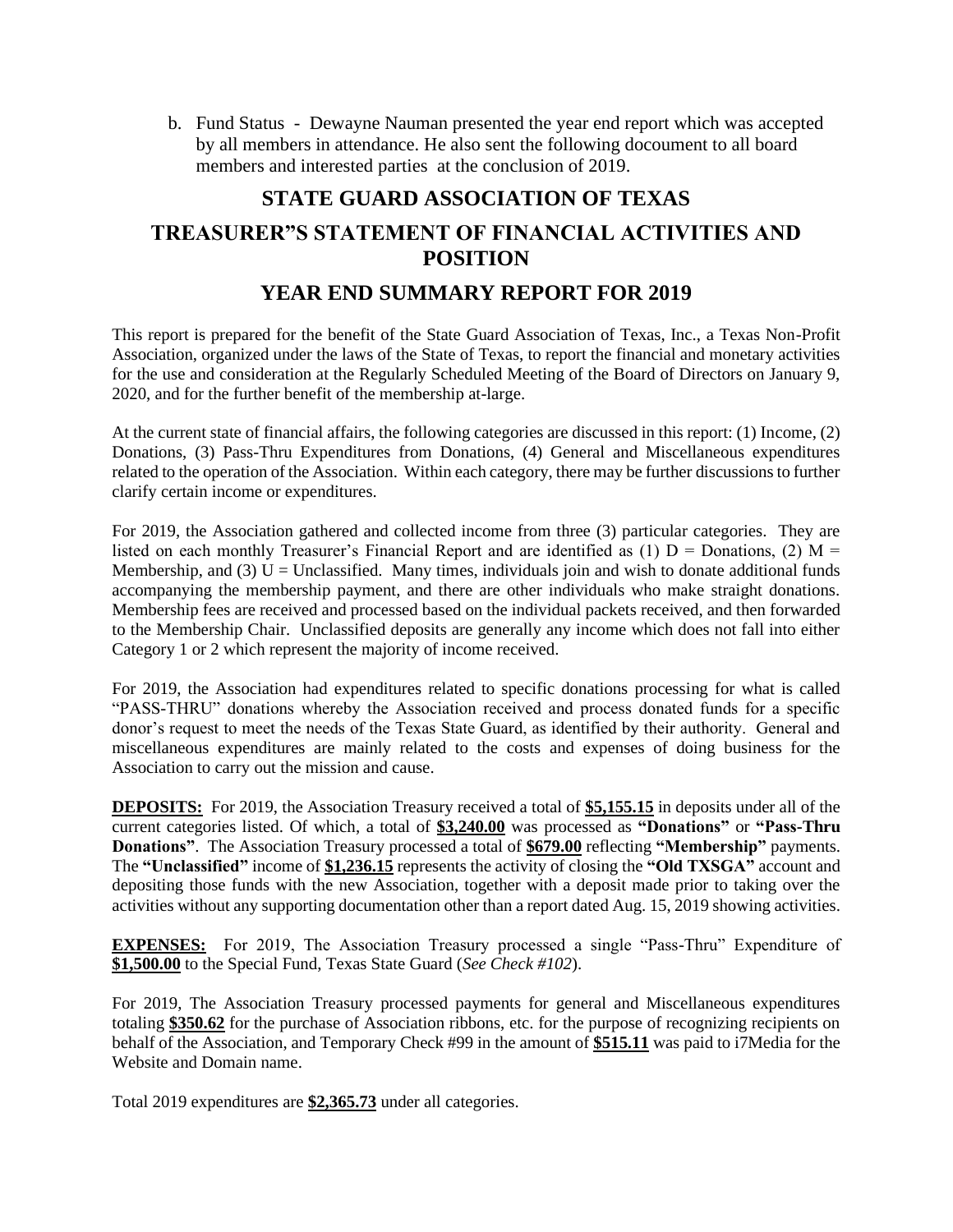b. Fund Status - Dewayne Nauman presented the year end report which was accepted by all members in attendance. He also sent the following docoument to all board members and interested parties at the conclusion of 2019.

## STATE GUARD ASSOCIATION OF TEXAS

## TREASURER"S STATEMENT OF FINANCIAL ACTIVITIES AND POSITION

## YEAR END SUMMARY REPORT FOR 2019

This report is prepared for the benefit of the State Guard Association of Texas, Inc., a Texas Non-Profit Association, organized under the laws of the State of Texas, to report the financial and monetary activities for the use and consideration at the Regularly Scheduled Meeting of the Board of Directors on January 9, 2020, and for the further benefit of the membership at-large.

At the current state of financial affairs, the following categories are discussed in this report: (1) Income, (2) Donations, (3) Pass-Thru Expenditures from Donations, (4) General and Miscellaneous expenditures related to the operation of the Association. Within each category, there may be further discussions to further clarify certain income or expenditures.

For 2019, the Association gathered and collected income from three (3) particular categories. They are listed on each monthly Treasurer's Financial Report and are identified as (1) D = Donations, (2) M = Membership, and (3) U = Unclassified. Many times, individuals join and wish to donate additional funds accompanying the membership payment, and there are other individuals who make straight donations. Membership fees are received and processed based on the individual packets received, and then forwarded to the Membership Chair. Unclassified deposits are generally any income which does not fall into either Category 1 or 2 which represent the majority of income received.

For 2019, the Association had expenditures related to specific donations processing for what is called "PASS-THRU" donations whereby the Association received and process donated funds for a specific donor's request to meet the needs of the Texas State Guard, as identified by their authority. General and miscellaneous expenditures are mainly related to the costs and expenses of doing business for the Association to carry out the mission and cause.

**DEPOSITS:** For 2019, the Association Treasury received a total of **$5,155.15** in deposits under all of the current categories listed. Of which, a total of **$3,240.00** was processed as **"Donations"** or **"Pass-Thru Donations"**. The Association Treasury processed a total of **$679.00** reflecting **"Membership"** payments. The **"Unclassified"** income of **$1,236.15** represents the activity of closing the **"Old TXSGA"** account and depositing those funds with the new Association, together with a deposit made prior to taking over the activities without any supporting documentation other than a report dated Aug. 15, 2019 showing activities.

**EXPENSES:** For 2019, The Association Treasury processed a single "Pass-Thru" Expenditure of **$1,500.00** to the Special Fund, Texas State Guard (*See Check #102*).

For 2019, The Association Treasury processed payments for general and Miscellaneous expenditures totaling **$350.62** for the purchase of Association ribbons, etc. for the purpose of recognizing recipients on behalf of the Association, and Temporary Check #99 in the amount of **$515.11** was paid to i7Media for the Website and Domain name.

Total 2019 expenditures are **$2,365.73** under all categories.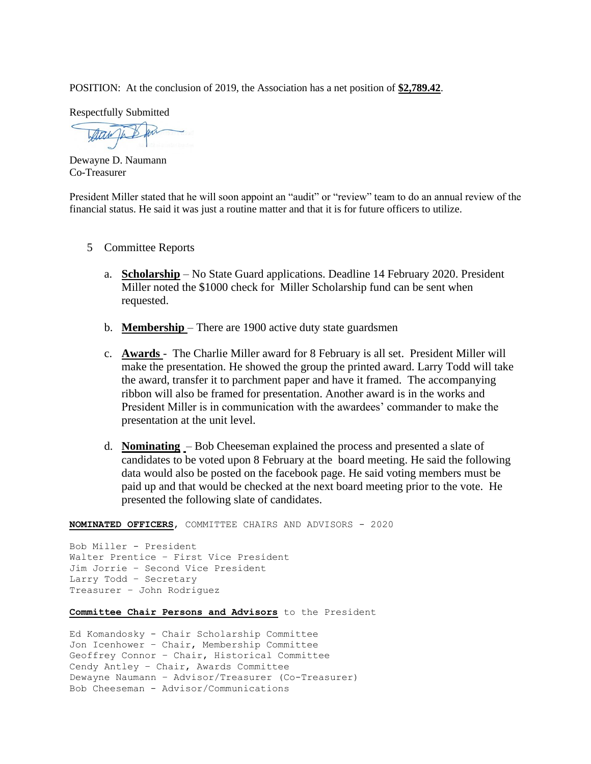POSITION: At the conclusion of 2019, the Association has a net position of **$2,789.42**.

Respectfully Submitted

Dewayne D. Naumann
Co-Treasurer

President Miller stated that he will soon appoint an "audit" or "review" team to do an annual review of the financial status. He said it was just a routine matter and that it is for future officers to utilize.

5 Committee Reports

a. **Scholarship** – No State Guard applications. Deadline 14 February 2020. President Miller noted the $1000 check for Miller Scholarship fund can be sent when requested.

b. **Membership** – There are 1900 active duty state guardsmen

c. **Awards** - The Charlie Miller award for 8 February is all set. President Miller will make the presentation. He showed the group the printed award. Larry Todd will take the award, transfer it to parchment paper and have it framed. The accompanying ribbon will also be framed for presentation. Another award is in the works and President Miller is in communication with the awardees' commander to make the presentation at the unit level.

d. **Nominating** – Bob Cheeseman explained the process and presented a slate of candidates to be voted upon 8 February at the board meeting. He said the following data would also be posted on the facebook page. He said voting members must be paid up and that would be checked at the next board meeting prior to the vote. He presented the following slate of candidates.

**NOMINATED OFFICERS**, COMMITTEE CHAIRS AND ADVISORS - 2020

Bob Miller - President
Walter Prentice – First Vice President
Jim Jorrie – Second Vice President
Larry Todd – Secretary
Treasurer – John Rodriguez

**Committee Chair Persons and Advisors** to the President

Ed Komandosky - Chair Scholarship Committee
Jon Icenhower – Chair, Membership Committee
Geoffrey Connor – Chair, Historical Committee
Cendy Antley – Chair, Awards Committee
Dewayne Naumann – Advisor/Treasurer (Co-Treasurer)
Bob Cheeseman - Advisor/Communications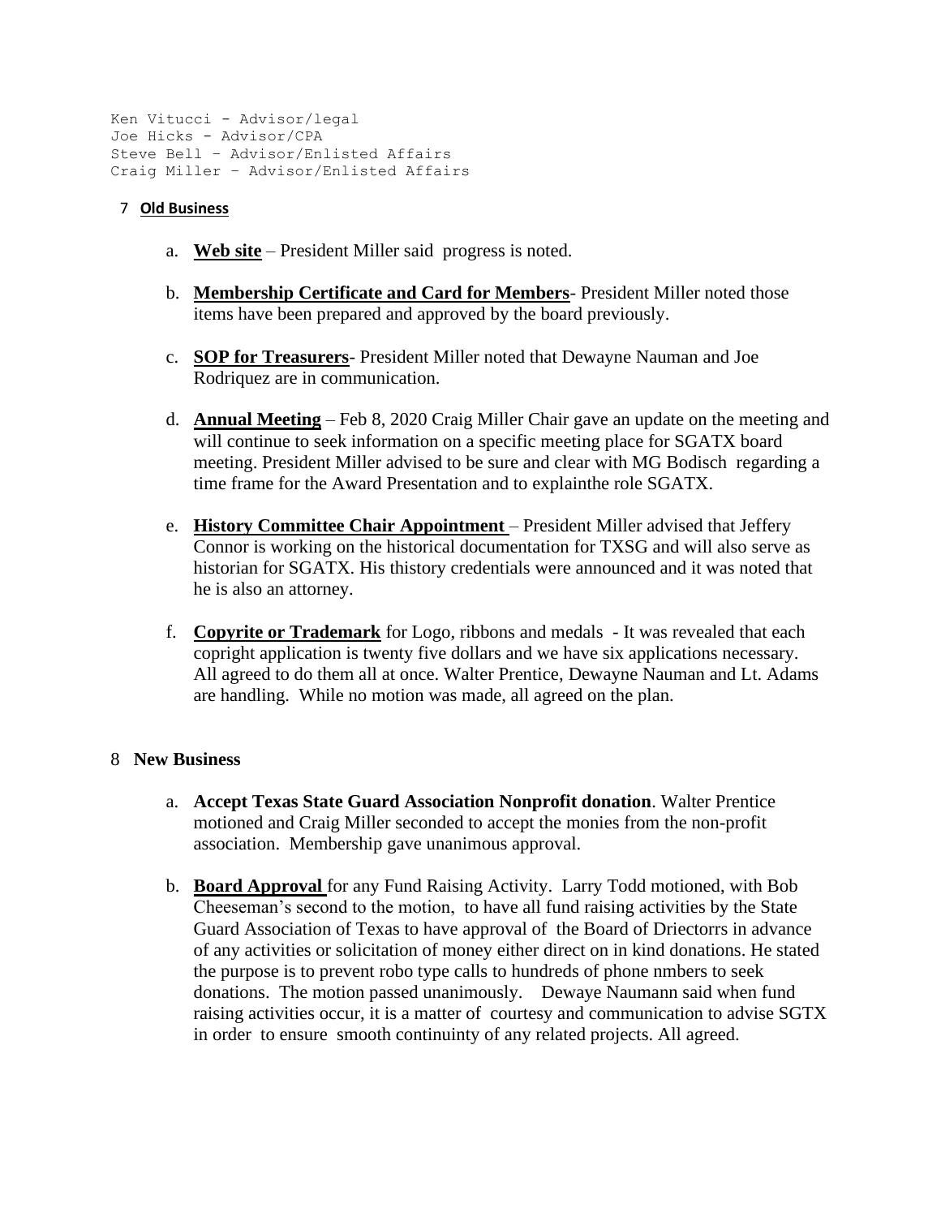```
Ken Vitucci - Advisor/legal
Joe Hicks - Advisor/CPA
Steve Bell – Advisor/Enlisted Affairs
Craig Miller – Advisor/Enlisted Affairs
```

## 7 Old Business

a. **Web site** – President Miller said progress is noted.

b. **Membership Certificate and Card for Members**- President Miller noted those items have been prepared and approved by the board previously.

c. **SOP for Treasurers**- President Miller noted that Dewayne Nauman and Joe Rodriquez are in communication.

d. **Annual Meeting** – Feb 8, 2020 Craig Miller Chair gave an update on the meeting and will continue to seek information on a specific meeting place for SGATX board meeting. President Miller advised to be sure and clear with MG Bodisch regarding a time frame for the Award Presentation and to explainthe role SGATX.

e. **History Committee Chair Appointment** – President Miller advised that Jeffery Connor is working on the historical documentation for TXSG and will also serve as historian for SGATX. His thistory credentials were announced and it was noted that he is also an attorney.

f. **Copyrite or Trademark** for Logo, ribbons and medals - It was revealed that each copright application is twenty five dollars and we have six applications necessary. All agreed to do them all at once. Walter Prentice, Dewayne Nauman and Lt. Adams are handling. While no motion was made, all agreed on the plan.

## 8 New Business

a. **Accept Texas State Guard Association Nonprofit donation**. Walter Prentice motioned and Craig Miller seconded to accept the monies from the non-profit association. Membership gave unanimous approval.

b. **Board Approval** for any Fund Raising Activity. Larry Todd motioned, with Bob Cheeseman's second to the motion, to have all fund raising activities by the State Guard Association of Texas to have approval of the Board of Driectorrs in advance of any activities or solicitation of money either direct on in kind donations. He stated the purpose is to prevent robo type calls to hundreds of phone nmbers to seek donations. The motion passed unanimously. Dewaye Naumann said when fund raising activities occur, it is a matter of courtesy and communication to advise SGTX in order to ensure smooth continuinty of any related projects. All agreed.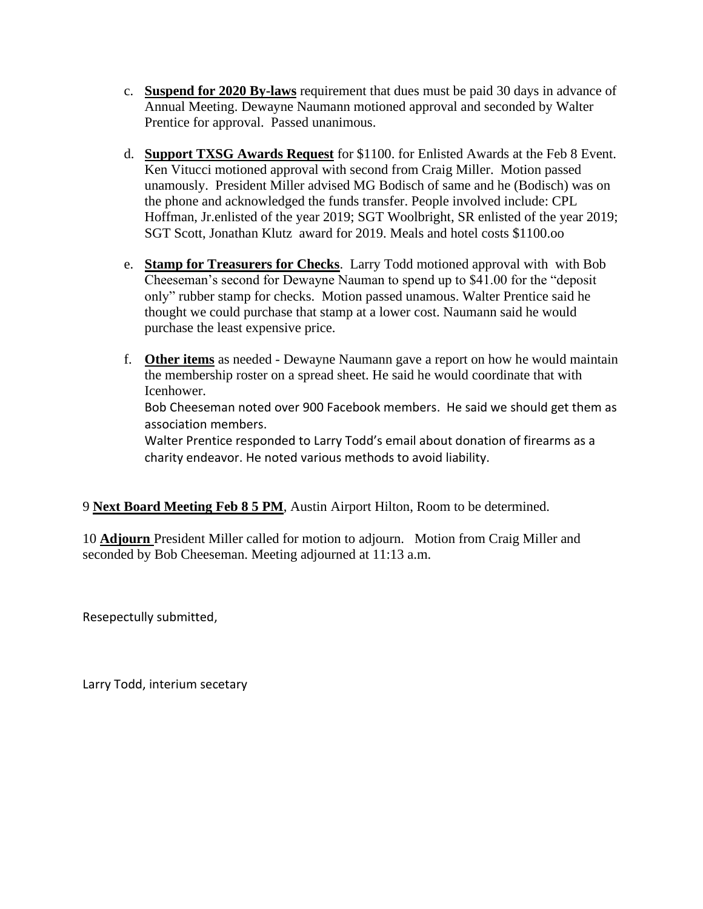c. **Suspend for 2020 By-laws** requirement that dues must be paid 30 days in advance of Annual Meeting. Dewayne Naumann motioned approval and seconded by Walter Prentice for approval. Passed unanimous.

d. **Support TXSG Awards Request** for $1100. for Enlisted Awards at the Feb 8 Event. Ken Vitucci motioned approval with second from Craig Miller. Motion passed unamously. President Miller advised MG Bodisch of same and he (Bodisch) was on the phone and acknowledged the funds transfer. People involved include: CPL Hoffman, Jr.enlisted of the year 2019; SGT Woolbright, SR enlisted of the year 2019; SGT Scott, Jonathan Klutz award for 2019. Meals and hotel costs $1100.oo

e. **Stamp for Treasurers for Checks**. Larry Todd motioned approval with with Bob Cheeseman's second for Dewayne Nauman to spend up to $41.00 for the "deposit only" rubber stamp for checks. Motion passed unamous. Walter Prentice said he thought we could purchase that stamp at a lower cost. Naumann said he would purchase the least expensive price.

f. **Other items** as needed - Dewayne Naumann gave a report on how he would maintain the membership roster on a spread sheet. He said he would coordinate that with Icenhower.
Bob Cheeseman noted over 900 Facebook members. He said we should get them as association members.
Walter Prentice responded to Larry Todd's email about donation of firearms as a charity endeavor. He noted various methods to avoid liability.

9 **Next Board Meeting Feb 8 5 PM**, Austin Airport Hilton, Room to be determined.

10 **Adjourn** President Miller called for motion to adjourn. Motion from Craig Miller and seconded by Bob Cheeseman. Meeting adjourned at 11:13 a.m.

Resepectully submitted,

Larry Todd, interium secetary